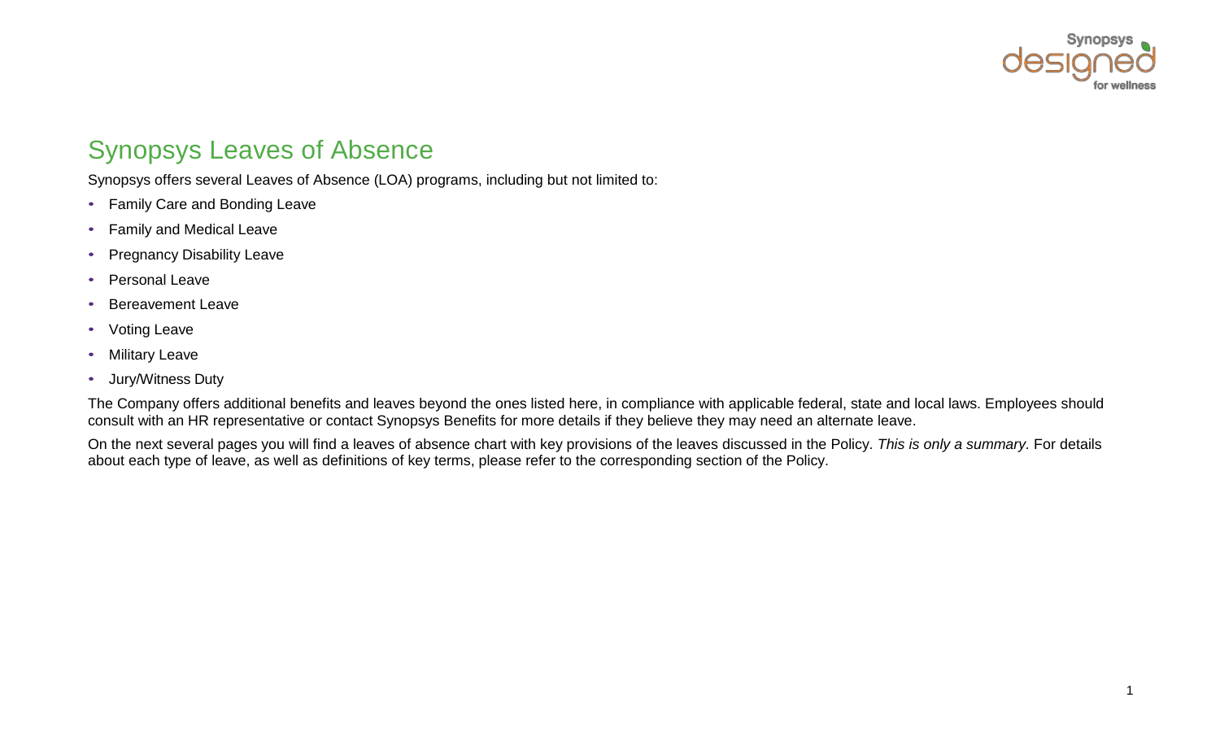# Synopsys Leaves of Absence

Synopsys offers several Leaves of Absence (LOA) programs, including but not limited to:

- Family Care and Bonding Leave
- Family and Medical Leave
- Pregnancy Disability Leave
- Personal Leave
- Bereavement Leave
- Voting Leave
- Military Leave
- Jury/Witness Duty

The Company offers additional benefits and leaves beyond the ones listed here, in compliance with applicable federal, state and local laws. Employees should consult with an HR representative or contact Synopsys Benefits for more details if they believe they may need an alternate leave.

On the next several pages you will find a leaves of absence chart with key provisions of the leaves discussed in the Policy. *This is only a summary.* For details about each type of leave, as well as definitions of key terms, please refer to the corresponding section of the Policy.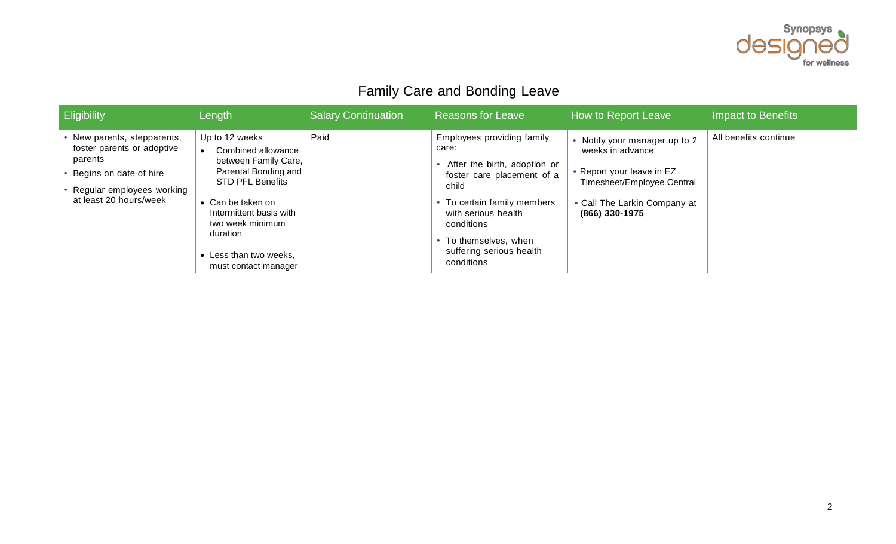| Family Care and Bonding Leave | | | | | |
|---|---|---|---|---|---|
| Eligibility | Length | Salary Continuation | Reasons for Leave | How to Report Leave | Impact to Benefits |
| • New parents, stepparents, foster parents or adoptive parents<br>• Begins on date of hire<br>• Regular employees working at least 20 hours/week | Up to 12 weeks<br>• Combined allowance between Family Care, Parental Bonding and STD PFL Benefits<br>• Can be taken on Intermittent basis with two week minimum duration<br>• Less than two weeks, must contact manager | Paid | Employees providing family care:<br>• After the birth, adoption or foster care placement of a child<br>• To certain family members with serious health conditions<br>• To themselves, when suffering serious health conditions | • Notify your manager up to 2 weeks in advance<br>• Report your leave in EZ Timesheet/Employee Central<br>• Call The Larkin Company at **(866) 330-1975** | All benefits continue |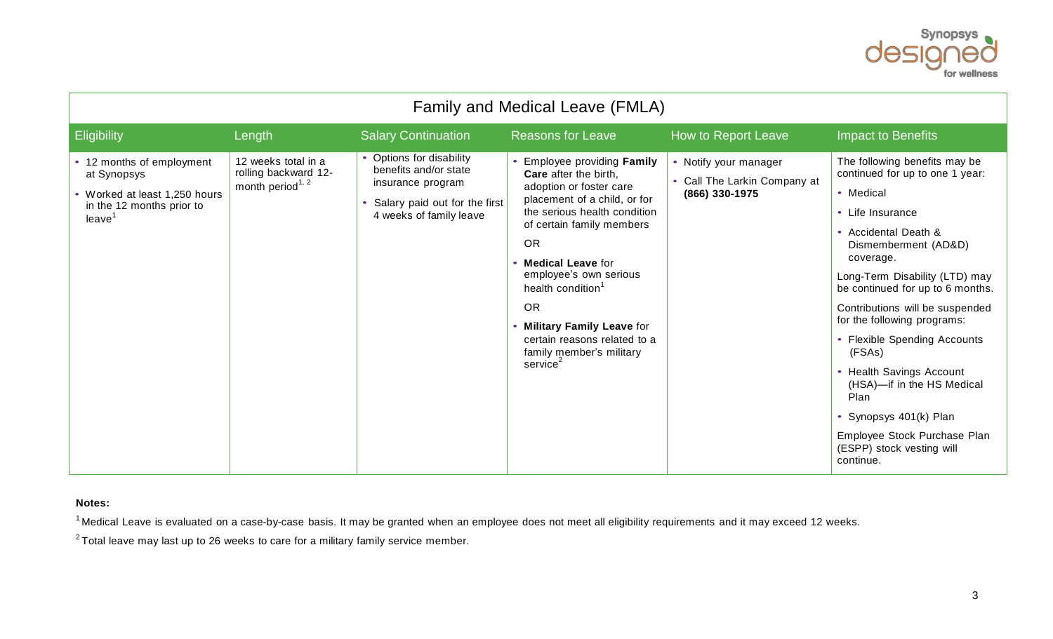## Family and Medical Leave (FMLA)

| Eligibility | Length | Salary Continuation | Reasons for Leave | How to Report Leave | Impact to Benefits |
|---|---|---|---|---|---|
| • 12 months of employment at Synopsys<br>• Worked at least 1,250 hours in the 12 months prior to leave[1] | 12 weeks total in a rolling backward 12-month period[1, 2] | • Options for disability benefits and/or state insurance program<br>• Salary paid out for the first 4 weeks of family leave | • Employee providing **Family Care** after the birth, adoption or foster care placement of a child, or for the serious health condition of certain family members<br>OR<br>• **Medical Leave** for employee's own serious health condition[1]<br>OR<br>• **Military Family Leave** for certain reasons related to a family member's military service[2] | • Notify your manager<br>• Call The Larkin Company at **(866) 330-1975** | The following benefits may be continued for up to 1 year:<br>• Medical<br>• Life Insurance<br>• Accidental Death & Dismemberment (AD&D) coverage.<br>Long-Term Disability (LTD) may be continued for up to 6 months.<br>Contributions will be suspended for the following programs:<br>• Flexible Spending Accounts (FSAs)<br>• Health Savings Account (HSA)—if in the HS Medical Plan<br>• Synopsys 401(k) Plan<br>Employee Stock Purchase Plan (ESPP) stock vesting will continue. |

**Notes:**

[1] Medical Leave is evaluated on a case-by-case basis. It may be granted when an employee does not meet all eligibility requirements and it may exceed 12 weeks.

[2] Total leave may last up to 26 weeks to care for a military family service member.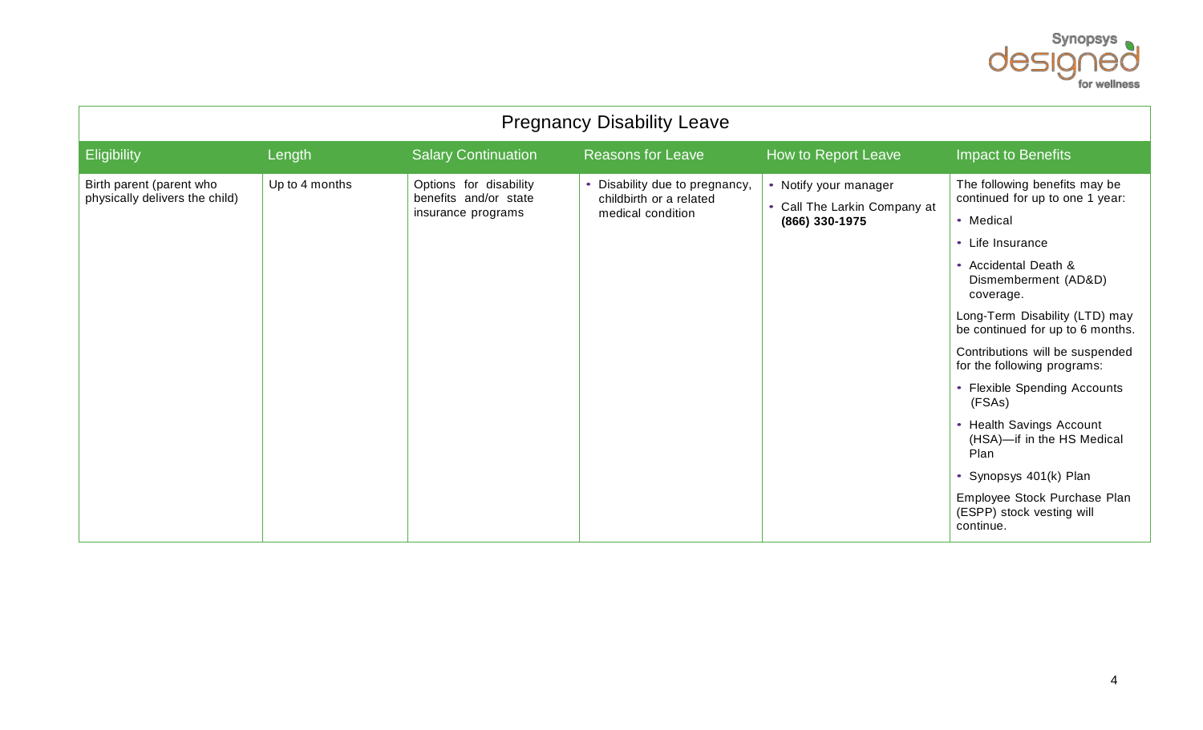## Pregnancy Disability Leave

| Eligibility | Length | Salary Continuation | Reasons for Leave | How to Report Leave | Impact to Benefits |
|---|---|---|---|---|---|
| Birth parent (parent who physically delivers the child) | Up to 4 months | Options for disability benefits and/or state insurance programs | • Disability due to pregnancy, childbirth or a related medical condition | • Notify your manager<br>• Call The Larkin Company at **(866) 330-1975** | The following benefits may be continued for up to one 1 year:<br>• Medical<br>• Life Insurance<br>• Accidental Death & Dismemberment (AD&D) coverage.<br>Long-Term Disability (LTD) may be continued for up to 6 months.<br>Contributions will be suspended for the following programs:<br>• Flexible Spending Accounts (FSAs)<br>• Health Savings Account (HSA)—if in the HS Medical Plan<br>• Synopsys 401(k) Plan<br>Employee Stock Purchase Plan (ESPP) stock vesting will continue. |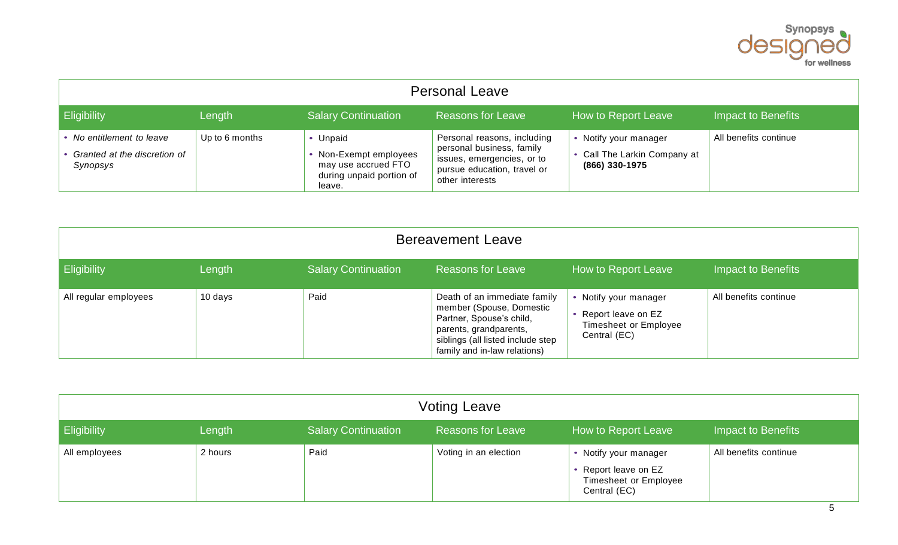## Personal Leave

| Eligibility | Length | Salary Continuation | Reasons for Leave | How to Report Leave | Impact to Benefits |
|---|---|---|---|---|---|
| • *No entitlement to leave*<br>• *Granted at the discretion of Synopsys* | Up to 6 months | • Unpaid<br>• Non-Exempt employees may use accrued FTO during unpaid portion of leave. | Personal reasons, including personal business, family issues, emergencies, or to pursue education, travel or other interests | • Notify your manager<br>• Call The Larkin Company at **(866) 330-1975** | All benefits continue |

## Bereavement Leave

| Eligibility | Length | Salary Continuation | Reasons for Leave | How to Report Leave | Impact to Benefits |
|---|---|---|---|---|---|
| All regular employees | 10 days | Paid | Death of an immediate family member (Spouse, Domestic Partner, Spouse's child, parents, grandparents, siblings (all listed include step family and in-law relations) | • Notify your manager<br>• Report leave on EZ Timesheet or Employee Central (EC) | All benefits continue |

## Voting Leave

| Eligibility | Length | Salary Continuation | Reasons for Leave | How to Report Leave | Impact to Benefits |
|---|---|---|---|---|---|
| All employees | 2 hours | Paid | Voting in an election | • Notify your manager<br>• Report leave on EZ Timesheet or Employee Central (EC) | All benefits continue |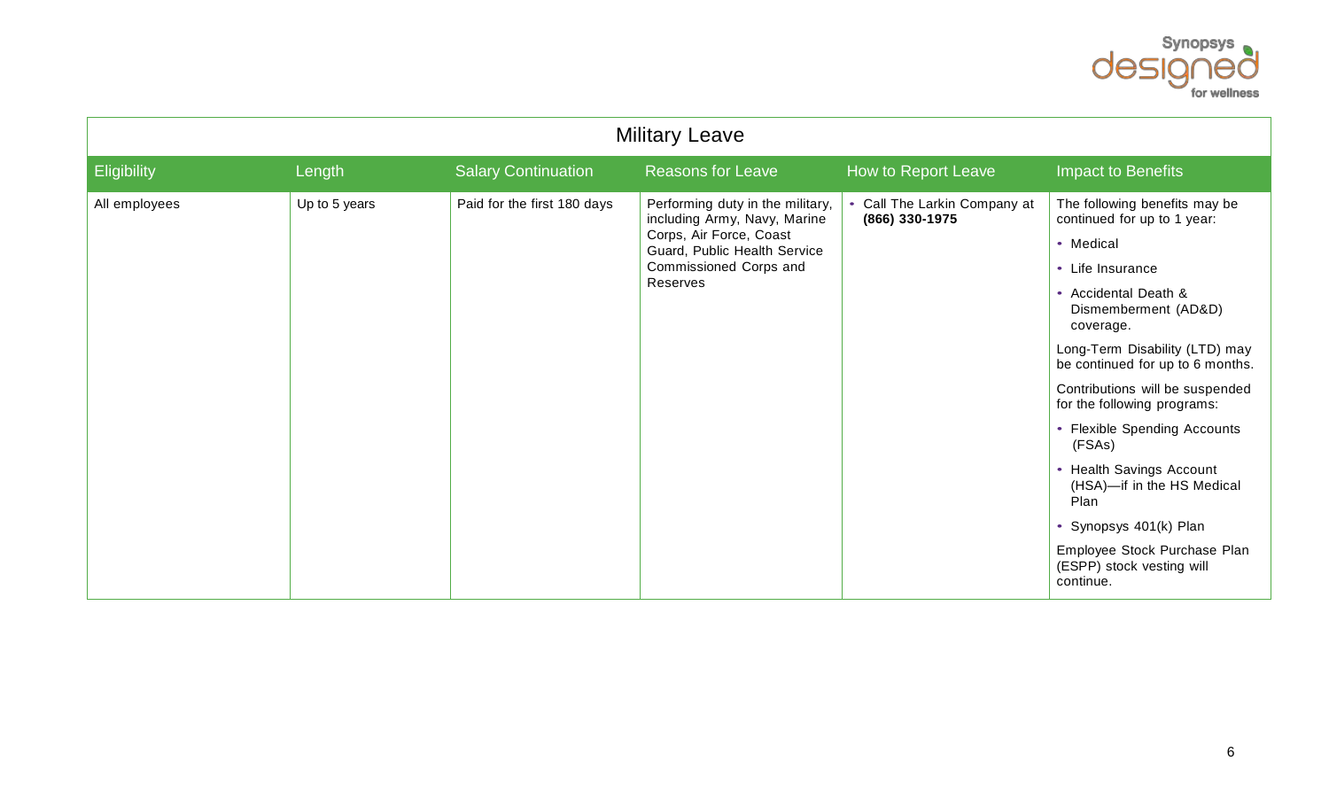| Military Leave | | | | | |
|---|---|---|---|---|---|
| Eligibility | Length | Salary Continuation | Reasons for Leave | How to Report Leave | Impact to Benefits |
| All employees | Up to 5 years | Paid for the first 180 days | Performing duty in the military, including Army, Navy, Marine Corps, Air Force, Coast Guard, Public Health Service Commissioned Corps and Reserves | • Call The Larkin Company at **(866) 330-1975** | The following benefits may be continued for up to 1 year:<br>• Medical<br>• Life Insurance<br>• Accidental Death & Dismemberment (AD&D) coverage.<br>Long-Term Disability (LTD) may be continued for up to 6 months.<br>Contributions will be suspended for the following programs:<br>• Flexible Spending Accounts (FSAs)<br>• Health Savings Account (HSA)—if in the HS Medical Plan<br>• Synopsys 401(k) Plan<br>Employee Stock Purchase Plan (ESPP) stock vesting will continue. |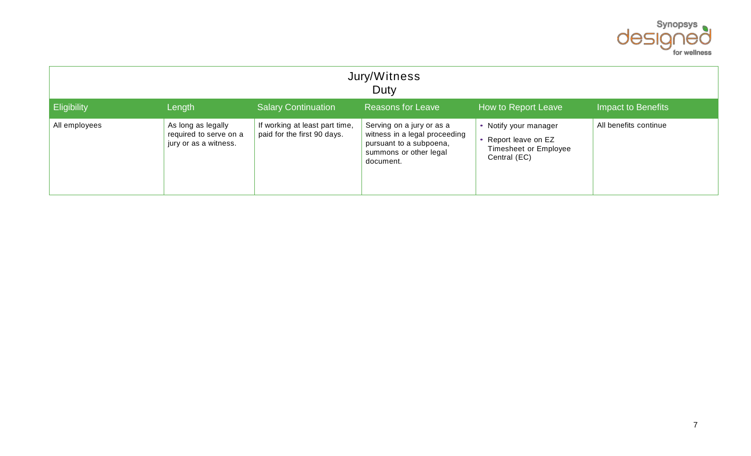| Jury/Witness Duty | | | | | |
|---|---|---|---|---|---|
| Eligibility | Length | Salary Continuation | Reasons for Leave | How to Report Leave | Impact to Benefits |
| All employees | As long as legally required to serve on a jury or as a witness. | If working at least part time, paid for the first 90 days. | Serving on a jury or as a witness in a legal proceeding pursuant to a subpoena, summons or other legal document. | • Notify your manager<br>• Report leave on EZ Timesheet or Employee Central (EC) | All benefits continue |